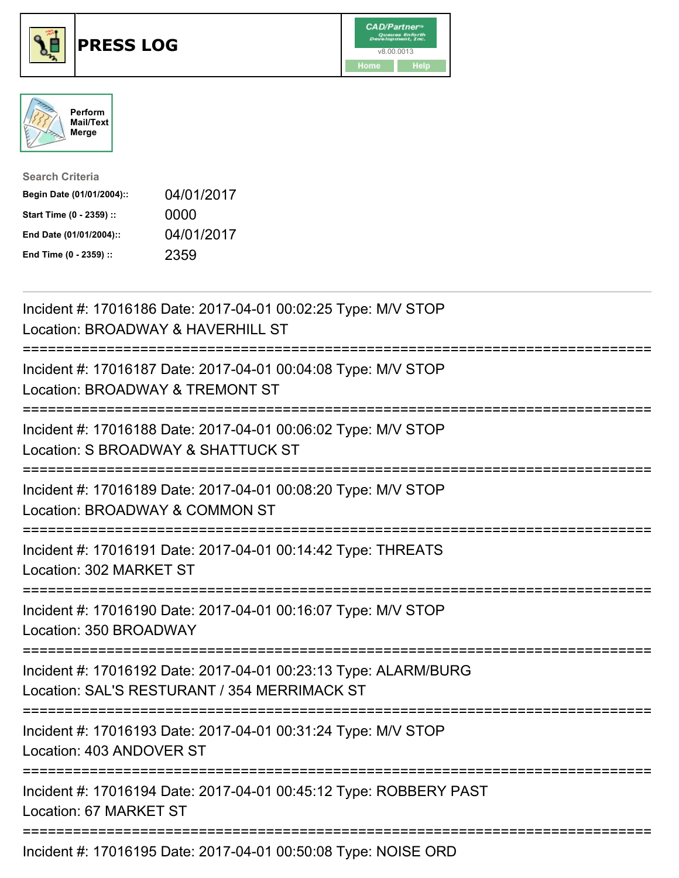# PRESS LOG

CAD/Partner
v8.00.0013
Home Help

Perform Mail/Text Merge

**Search Criteria**

| | |
|---|---|
| **Begin Date (01/01/2004)::** | 04/01/2017 |
| **Start Time (0 - 2359) ::** | 0000 |
| **End Date (01/01/2004)::** | 04/01/2017 |
| **End Time (0 - 2359) ::** | 2359 |

---

Incident #: 17016186 Date: 2017-04-01 00:02:25 Type: M/V STOP
Location: BROADWAY & HAVERHILL ST

===========================================================================

Incident #: 17016187 Date: 2017-04-01 00:04:08 Type: M/V STOP
Location: BROADWAY & TREMONT ST

===========================================================================

Incident #: 17016188 Date: 2017-04-01 00:06:02 Type: M/V STOP
Location: S BROADWAY & SHATTUCK ST

===========================================================================

Incident #: 17016189 Date: 2017-04-01 00:08:20 Type: M/V STOP
Location: BROADWAY & COMMON ST

===========================================================================

Incident #: 17016191 Date: 2017-04-01 00:14:42 Type: THREATS
Location: 302 MARKET ST

===========================================================================

Incident #: 17016190 Date: 2017-04-01 00:16:07 Type: M/V STOP
Location: 350 BROADWAY

===========================================================================

Incident #: 17016192 Date: 2017-04-01 00:23:13 Type: ALARM/BURG
Location: SAL'S RESTURANT / 354 MERRIMACK ST

===========================================================================

Incident #: 17016193 Date: 2017-04-01 00:31:24 Type: M/V STOP
Location: 403 ANDOVER ST

===========================================================================

Incident #: 17016194 Date: 2017-04-01 00:45:12 Type: ROBBERY PAST
Location: 67 MARKET ST

===========================================================================

Incident #: 17016195 Date: 2017-04-01 00:50:08 Type: NOISE ORD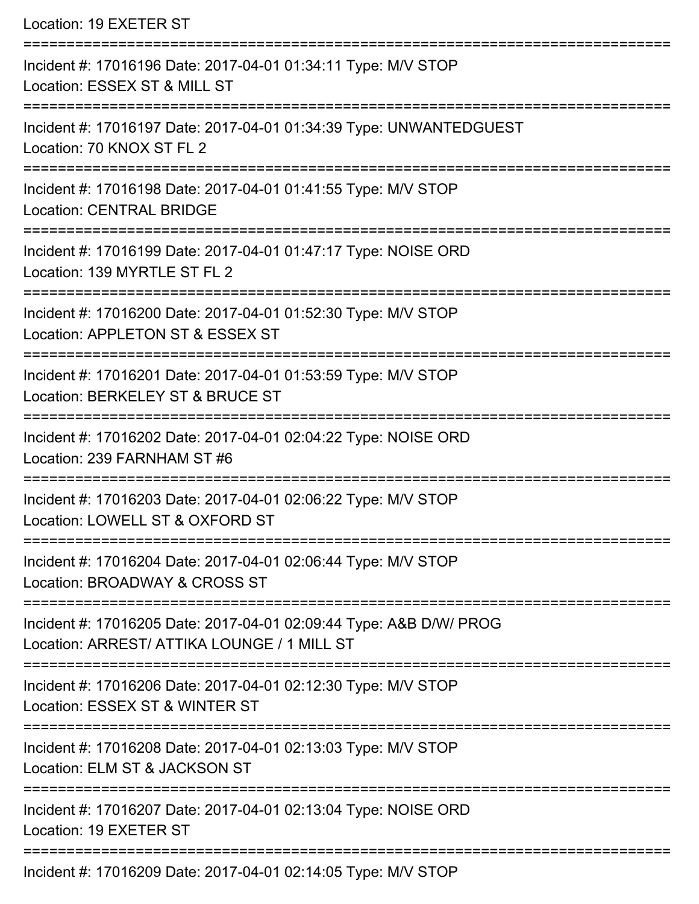Location: 19 EXETER ST

===========================================================================

Incident #: 17016196 Date: 2017-04-01 01:34:11 Type: M/V STOP

Location: ESSEX ST & MILL ST

===========================================================================

Incident #: 17016197 Date: 2017-04-01 01:34:39 Type: UNWANTEDGUEST

Location: 70 KNOX ST FL 2

===========================================================================

Incident #: 17016198 Date: 2017-04-01 01:41:55 Type: M/V STOP

Location: CENTRAL BRIDGE

===========================================================================

Incident #: 17016199 Date: 2017-04-01 01:47:17 Type: NOISE ORD

Location: 139 MYRTLE ST FL 2

===========================================================================

Incident #: 17016200 Date: 2017-04-01 01:52:30 Type: M/V STOP

Location: APPLETON ST & ESSEX ST

===========================================================================

Incident #: 17016201 Date: 2017-04-01 01:53:59 Type: M/V STOP

Location: BERKELEY ST & BRUCE ST

===========================================================================

Incident #: 17016202 Date: 2017-04-01 02:04:22 Type: NOISE ORD

Location: 239 FARNHAM ST #6

===========================================================================

Incident #: 17016203 Date: 2017-04-01 02:06:22 Type: M/V STOP

Location: LOWELL ST & OXFORD ST

===========================================================================

Incident #: 17016204 Date: 2017-04-01 02:06:44 Type: M/V STOP

Location: BROADWAY & CROSS ST

===========================================================================

Incident #: 17016205 Date: 2017-04-01 02:09:44 Type: A&B D/W/ PROG

Location: ARREST/ ATTIKA LOUNGE / 1 MILL ST

===========================================================================

Incident #: 17016206 Date: 2017-04-01 02:12:30 Type: M/V STOP

Location: ESSEX ST & WINTER ST

===========================================================================

Incident #: 17016208 Date: 2017-04-01 02:13:03 Type: M/V STOP

Location: ELM ST & JACKSON ST

===========================================================================

Incident #: 17016207 Date: 2017-04-01 02:13:04 Type: NOISE ORD

Location: 19 EXETER ST

===========================================================================

Incident #: 17016209 Date: 2017-04-01 02:14:05 Type: M/V STOP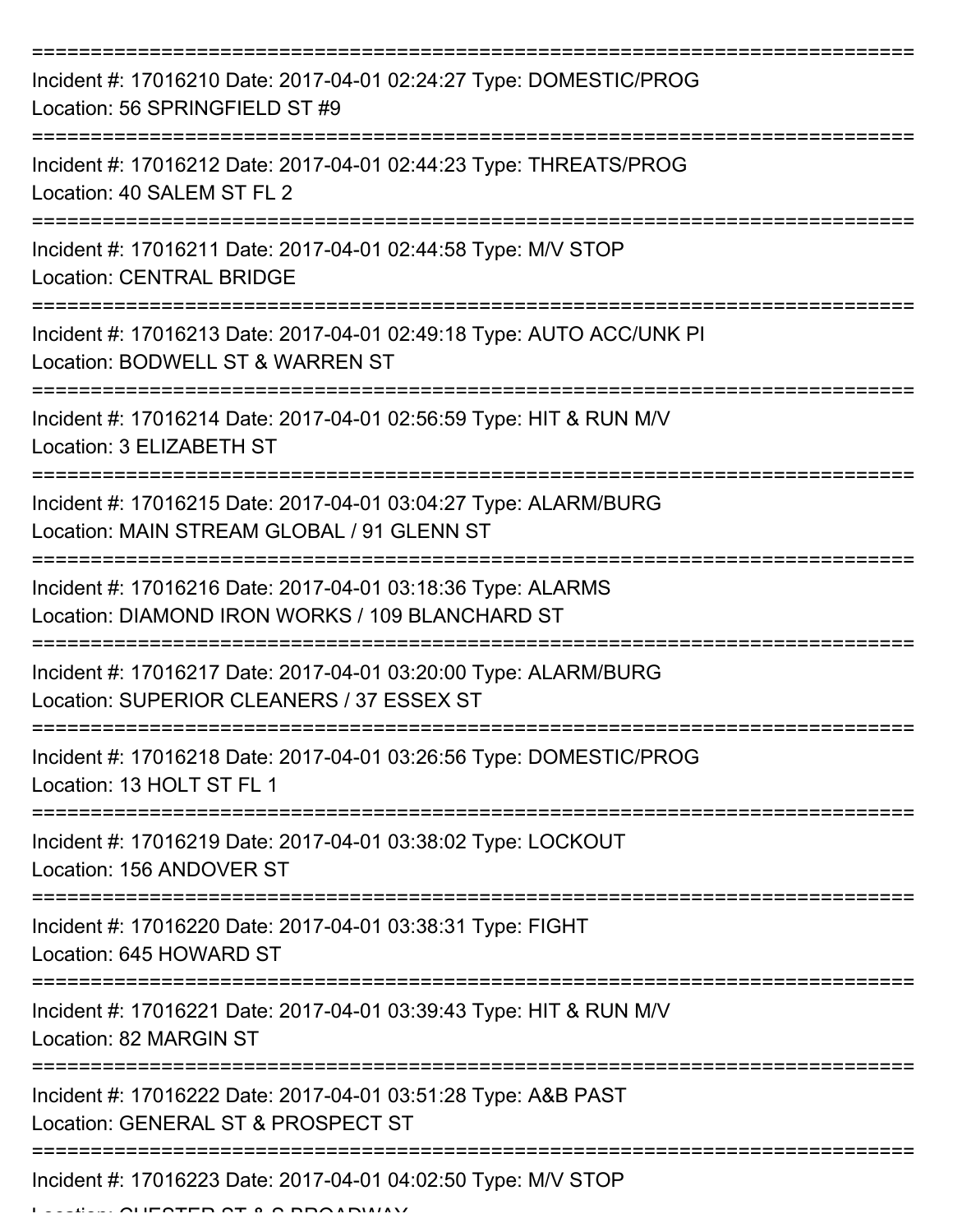===========================================================================

Incident #: 17016210 Date: 2017-04-01 02:24:27 Type: DOMESTIC/PROG
Location: 56 SPRINGFIELD ST #9

===========================================================================

Incident #: 17016212 Date: 2017-04-01 02:44:23 Type: THREATS/PROG
Location: 40 SALEM ST FL 2

===========================================================================

Incident #: 17016211 Date: 2017-04-01 02:44:58 Type: M/V STOP
Location: CENTRAL BRIDGE

===========================================================================

Incident #: 17016213 Date: 2017-04-01 02:49:18 Type: AUTO ACC/UNK PI
Location: BODWELL ST & WARREN ST

===========================================================================

Incident #: 17016214 Date: 2017-04-01 02:56:59 Type: HIT & RUN M/V
Location: 3 ELIZABETH ST

===========================================================================

Incident #: 17016215 Date: 2017-04-01 03:04:27 Type: ALARM/BURG
Location: MAIN STREAM GLOBAL / 91 GLENN ST

===========================================================================

Incident #: 17016216 Date: 2017-04-01 03:18:36 Type: ALARMS
Location: DIAMOND IRON WORKS / 109 BLANCHARD ST

===========================================================================

Incident #: 17016217 Date: 2017-04-01 03:20:00 Type: ALARM/BURG
Location: SUPERIOR CLEANERS / 37 ESSEX ST

===========================================================================

Incident #: 17016218 Date: 2017-04-01 03:26:56 Type: DOMESTIC/PROG
Location: 13 HOLT ST FL 1

===========================================================================

Incident #: 17016219 Date: 2017-04-01 03:38:02 Type: LOCKOUT
Location: 156 ANDOVER ST

===========================================================================

Incident #: 17016220 Date: 2017-04-01 03:38:31 Type: FIGHT
Location: 645 HOWARD ST

===========================================================================

Incident #: 17016221 Date: 2017-04-01 03:39:43 Type: HIT & RUN M/V
Location: 82 MARGIN ST

===========================================================================

Incident #: 17016222 Date: 2017-04-01 03:51:28 Type: A&B PAST
Location: GENERAL ST & PROSPECT ST

===========================================================================

Incident #: 17016223 Date: 2017-04-01 04:02:50 Type: M/V STOP
Location: CHESTER ST & S BROADWAY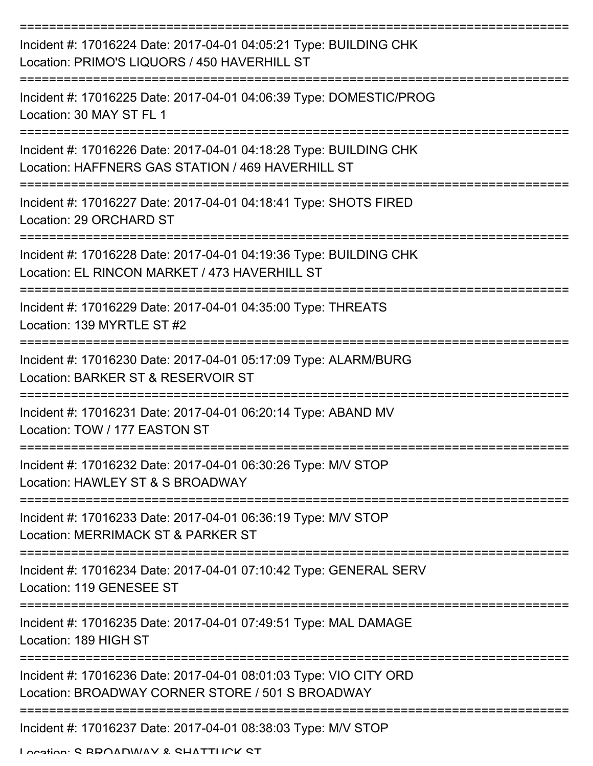---

Incident #: 17016224 Date: 2017-04-01 04:05:21 Type: BUILDING CHK
Location: PRIMO'S LIQUORS / 450 HAVERHILL ST

---

Incident #: 17016225 Date: 2017-04-01 04:06:39 Type: DOMESTIC/PROG
Location: 30 MAY ST FL 1

---

Incident #: 17016226 Date: 2017-04-01 04:18:28 Type: BUILDING CHK
Location: HAFFNERS GAS STATION / 469 HAVERHILL ST

---

Incident #: 17016227 Date: 2017-04-01 04:18:41 Type: SHOTS FIRED
Location: 29 ORCHARD ST

---

Incident #: 17016228 Date: 2017-04-01 04:19:36 Type: BUILDING CHK
Location: EL RINCON MARKET / 473 HAVERHILL ST

---

Incident #: 17016229 Date: 2017-04-01 04:35:00 Type: THREATS
Location: 139 MYRTLE ST #2

---

Incident #: 17016230 Date: 2017-04-01 05:17:09 Type: ALARM/BURG
Location: BARKER ST & RESERVOIR ST

---

Incident #: 17016231 Date: 2017-04-01 06:20:14 Type: ABAND MV
Location: TOW / 177 EASTON ST

---

Incident #: 17016232 Date: 2017-04-01 06:30:26 Type: M/V STOP
Location: HAWLEY ST & S BROADWAY

---

Incident #: 17016233 Date: 2017-04-01 06:36:19 Type: M/V STOP
Location: MERRIMACK ST & PARKER ST

---

Incident #: 17016234 Date: 2017-04-01 07:10:42 Type: GENERAL SERV
Location: 119 GENESEE ST

---

Incident #: 17016235 Date: 2017-04-01 07:49:51 Type: MAL DAMAGE
Location: 189 HIGH ST

---

Incident #: 17016236 Date: 2017-04-01 08:01:03 Type: VIO CITY ORD
Location: BROADWAY CORNER STORE / 501 S BROADWAY

---

Incident #: 17016237 Date: 2017-04-01 08:38:03 Type: M/V STOP
Location: S BROADWAY & SHATTUCK ST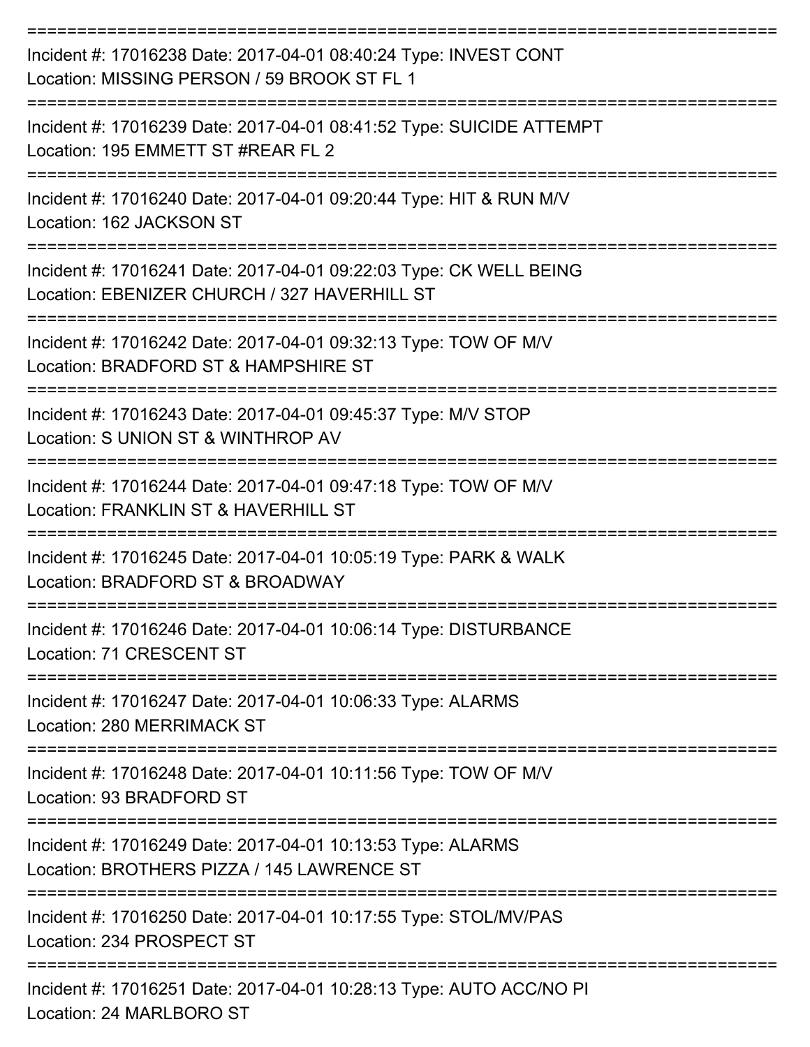===========================================================================

Incident #: 17016238 Date: 2017-04-01 08:40:24 Type: INVEST CONT
Location: MISSING PERSON / 59 BROOK ST FL 1

===========================================================================

Incident #: 17016239 Date: 2017-04-01 08:41:52 Type: SUICIDE ATTEMPT
Location: 195 EMMETT ST #REAR FL 2

===========================================================================

Incident #: 17016240 Date: 2017-04-01 09:20:44 Type: HIT & RUN M/V
Location: 162 JACKSON ST

===========================================================================

Incident #: 17016241 Date: 2017-04-01 09:22:03 Type: CK WELL BEING
Location: EBENIZER CHURCH / 327 HAVERHILL ST

===========================================================================

Incident #: 17016242 Date: 2017-04-01 09:32:13 Type: TOW OF M/V
Location: BRADFORD ST & HAMPSHIRE ST

===========================================================================

Incident #: 17016243 Date: 2017-04-01 09:45:37 Type: M/V STOP
Location: S UNION ST & WINTHROP AV

===========================================================================

Incident #: 17016244 Date: 2017-04-01 09:47:18 Type: TOW OF M/V
Location: FRANKLIN ST & HAVERHILL ST

===========================================================================

Incident #: 17016245 Date: 2017-04-01 10:05:19 Type: PARK & WALK
Location: BRADFORD ST & BROADWAY

===========================================================================

Incident #: 17016246 Date: 2017-04-01 10:06:14 Type: DISTURBANCE
Location: 71 CRESCENT ST

===========================================================================

Incident #: 17016247 Date: 2017-04-01 10:06:33 Type: ALARMS
Location: 280 MERRIMACK ST

===========================================================================

Incident #: 17016248 Date: 2017-04-01 10:11:56 Type: TOW OF M/V
Location: 93 BRADFORD ST

===========================================================================

Incident #: 17016249 Date: 2017-04-01 10:13:53 Type: ALARMS
Location: BROTHERS PIZZA / 145 LAWRENCE ST

===========================================================================

Incident #: 17016250 Date: 2017-04-01 10:17:55 Type: STOL/MV/PAS
Location: 234 PROSPECT ST

===========================================================================

Incident #: 17016251 Date: 2017-04-01 10:28:13 Type: AUTO ACC/NO PI
Location: 24 MARLBORO ST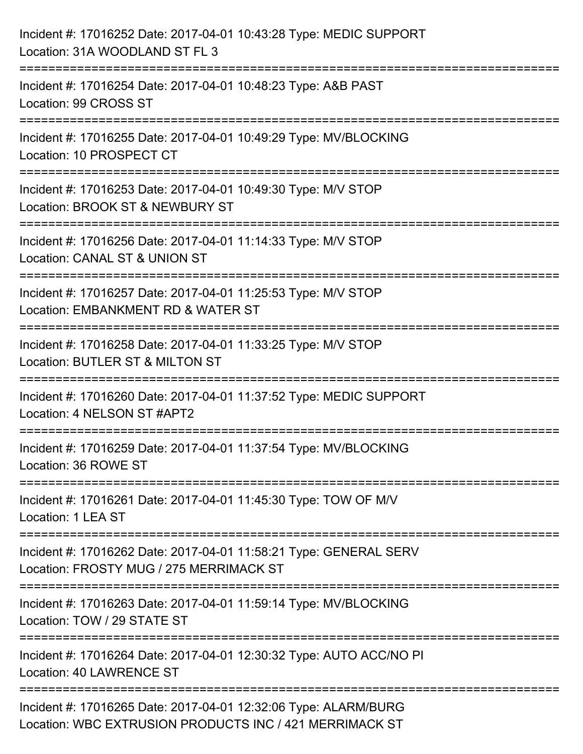Incident #: 17016252 Date: 2017-04-01 10:43:28 Type: MEDIC SUPPORT
Location: 31A WOODLAND ST FL 3

===========================================================================

Incident #: 17016254 Date: 2017-04-01 10:48:23 Type: A&B PAST
Location: 99 CROSS ST

===========================================================================

Incident #: 17016255 Date: 2017-04-01 10:49:29 Type: MV/BLOCKING
Location: 10 PROSPECT CT

===========================================================================

Incident #: 17016253 Date: 2017-04-01 10:49:30 Type: M/V STOP
Location: BROOK ST & NEWBURY ST

===========================================================================

Incident #: 17016256 Date: 2017-04-01 11:14:33 Type: M/V STOP
Location: CANAL ST & UNION ST

===========================================================================

Incident #: 17016257 Date: 2017-04-01 11:25:53 Type: M/V STOP
Location: EMBANKMENT RD & WATER ST

===========================================================================

Incident #: 17016258 Date: 2017-04-01 11:33:25 Type: M/V STOP
Location: BUTLER ST & MILTON ST

===========================================================================

Incident #: 17016260 Date: 2017-04-01 11:37:52 Type: MEDIC SUPPORT
Location: 4 NELSON ST #APT2

===========================================================================

Incident #: 17016259 Date: 2017-04-01 11:37:54 Type: MV/BLOCKING
Location: 36 ROWE ST

===========================================================================

Incident #: 17016261 Date: 2017-04-01 11:45:30 Type: TOW OF M/V
Location: 1 LEA ST

===========================================================================

Incident #: 17016262 Date: 2017-04-01 11:58:21 Type: GENERAL SERV
Location: FROSTY MUG / 275 MERRIMACK ST

===========================================================================

Incident #: 17016263 Date: 2017-04-01 11:59:14 Type: MV/BLOCKING
Location: TOW / 29 STATE ST

===========================================================================

Incident #: 17016264 Date: 2017-04-01 12:30:32 Type: AUTO ACC/NO PI
Location: 40 LAWRENCE ST

===========================================================================

Incident #: 17016265 Date: 2017-04-01 12:32:06 Type: ALARM/BURG
Location: WBC EXTRUSION PRODUCTS INC / 421 MERRIMACK ST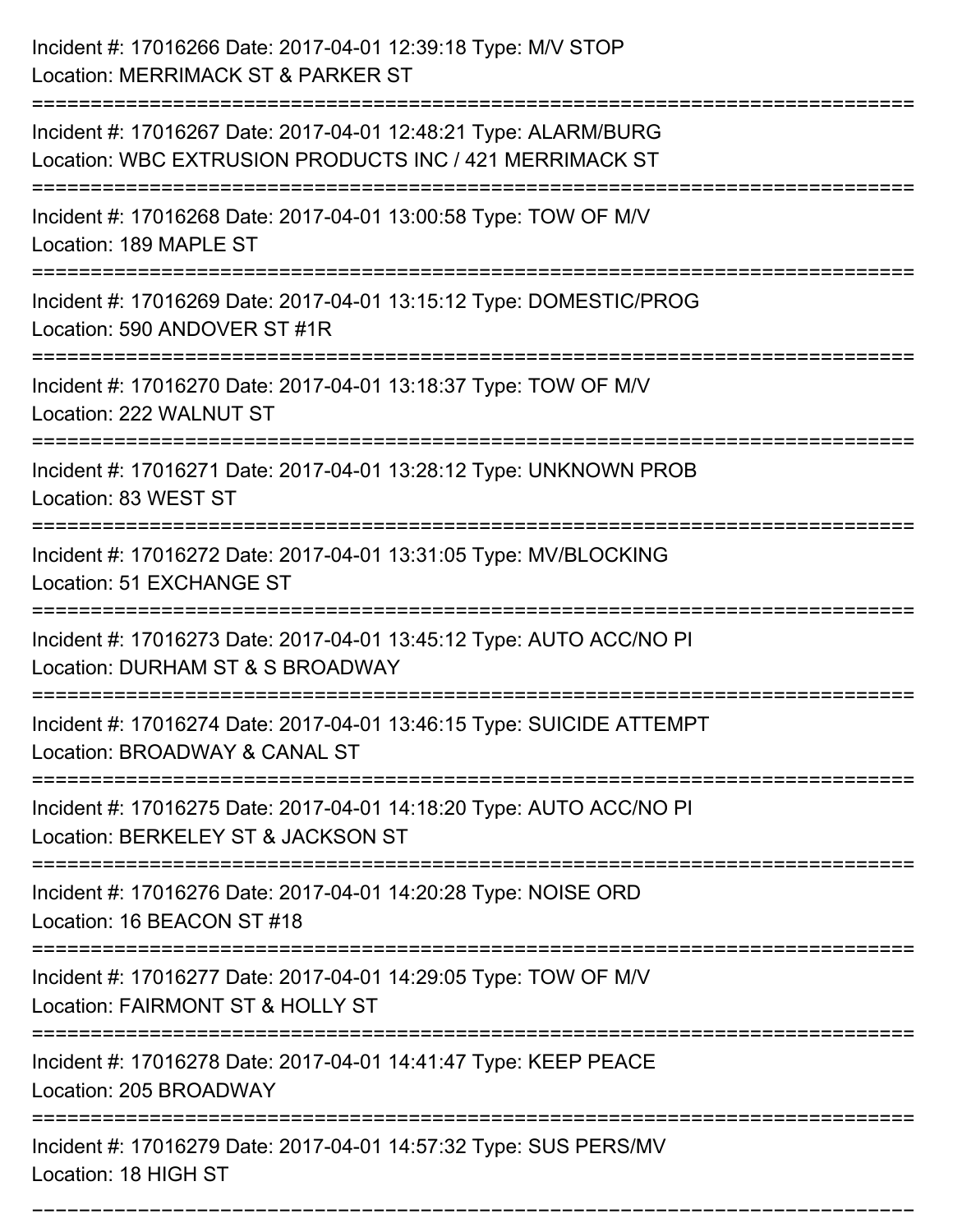Incident #: 17016266 Date: 2017-04-01 12:39:18 Type: M/V STOP
Location: MERRIMACK ST & PARKER ST

===========================================================================

Incident #: 17016267 Date: 2017-04-01 12:48:21 Type: ALARM/BURG
Location: WBC EXTRUSION PRODUCTS INC / 421 MERRIMACK ST

===========================================================================

Incident #: 17016268 Date: 2017-04-01 13:00:58 Type: TOW OF M/V
Location: 189 MAPLE ST

===========================================================================

Incident #: 17016269 Date: 2017-04-01 13:15:12 Type: DOMESTIC/PROG
Location: 590 ANDOVER ST #1R

===========================================================================

Incident #: 17016270 Date: 2017-04-01 13:18:37 Type: TOW OF M/V
Location: 222 WALNUT ST

===========================================================================

Incident #: 17016271 Date: 2017-04-01 13:28:12 Type: UNKNOWN PROB
Location: 83 WEST ST

===========================================================================

Incident #: 17016272 Date: 2017-04-01 13:31:05 Type: MV/BLOCKING
Location: 51 EXCHANGE ST

===========================================================================

Incident #: 17016273 Date: 2017-04-01 13:45:12 Type: AUTO ACC/NO PI
Location: DURHAM ST & S BROADWAY

===========================================================================

Incident #: 17016274 Date: 2017-04-01 13:46:15 Type: SUICIDE ATTEMPT
Location: BROADWAY & CANAL ST

===========================================================================

Incident #: 17016275 Date: 2017-04-01 14:18:20 Type: AUTO ACC/NO PI
Location: BERKELEY ST & JACKSON ST

===========================================================================

Incident #: 17016276 Date: 2017-04-01 14:20:28 Type: NOISE ORD
Location: 16 BEACON ST #18

===========================================================================

Incident #: 17016277 Date: 2017-04-01 14:29:05 Type: TOW OF M/V
Location: FAIRMONT ST & HOLLY ST

===========================================================================

Incident #: 17016278 Date: 2017-04-01 14:41:47 Type: KEEP PEACE
Location: 205 BROADWAY

===========================================================================

Incident #: 17016279 Date: 2017-04-01 14:57:32 Type: SUS PERS/MV
Location: 18 HIGH ST

===========================================================================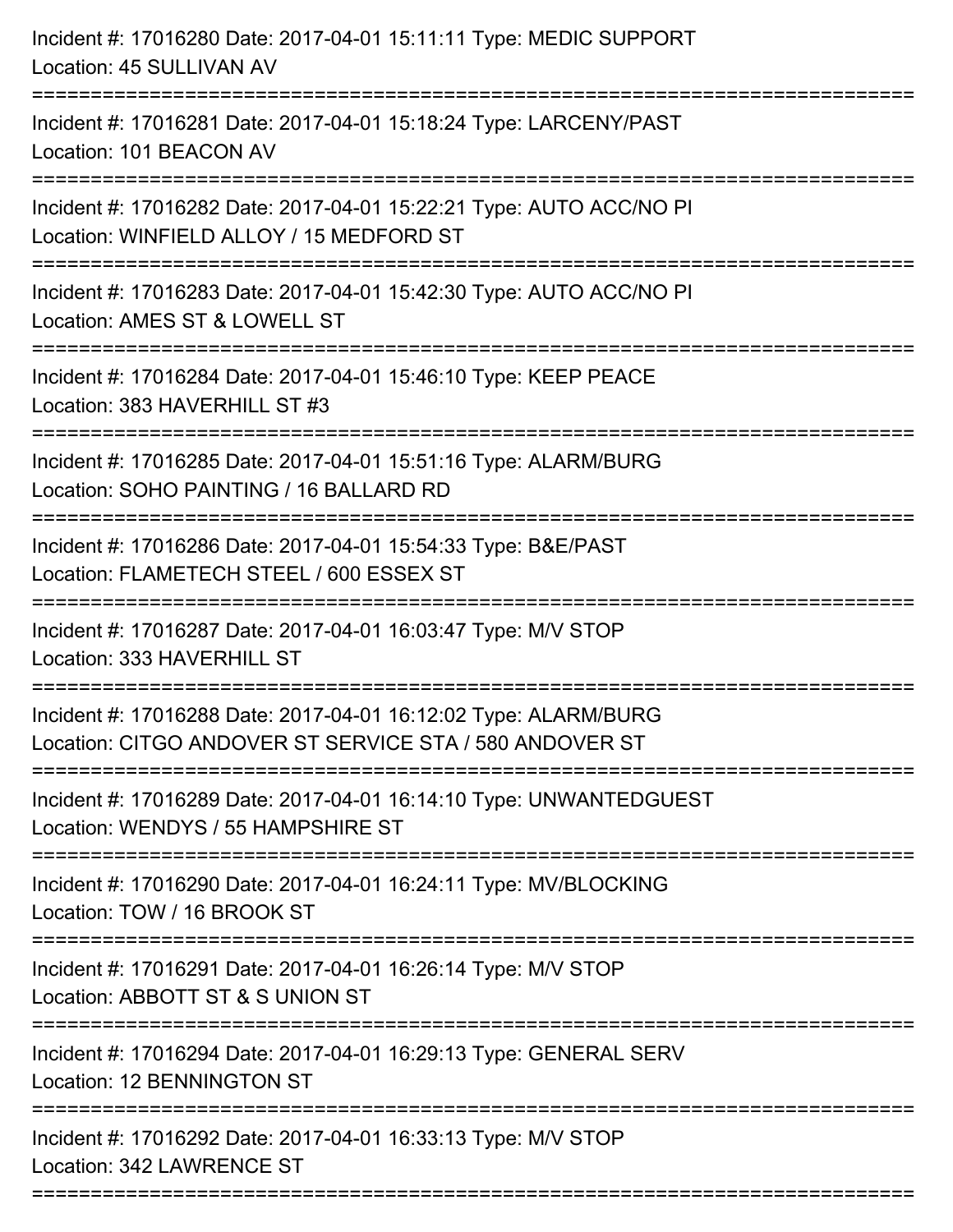Incident #: 17016280 Date: 2017-04-01 15:11:11 Type: MEDIC SUPPORT
Location: 45 SULLIVAN AV

===========================================================================

Incident #: 17016281 Date: 2017-04-01 15:18:24 Type: LARCENY/PAST
Location: 101 BEACON AV

===========================================================================

Incident #: 17016282 Date: 2017-04-01 15:22:21 Type: AUTO ACC/NO PI
Location: WINFIELD ALLOY / 15 MEDFORD ST

===========================================================================

Incident #: 17016283 Date: 2017-04-01 15:42:30 Type: AUTO ACC/NO PI
Location: AMES ST & LOWELL ST

===========================================================================

Incident #: 17016284 Date: 2017-04-01 15:46:10 Type: KEEP PEACE
Location: 383 HAVERHILL ST #3

===========================================================================

Incident #: 17016285 Date: 2017-04-01 15:51:16 Type: ALARM/BURG
Location: SOHO PAINTING / 16 BALLARD RD

===========================================================================

Incident #: 17016286 Date: 2017-04-01 15:54:33 Type: B&E/PAST
Location: FLAMETECH STEEL / 600 ESSEX ST

===========================================================================

Incident #: 17016287 Date: 2017-04-01 16:03:47 Type: M/V STOP
Location: 333 HAVERHILL ST

===========================================================================

Incident #: 17016288 Date: 2017-04-01 16:12:02 Type: ALARM/BURG
Location: CITGO ANDOVER ST SERVICE STA / 580 ANDOVER ST

===========================================================================

Incident #: 17016289 Date: 2017-04-01 16:14:10 Type: UNWANTEDGUEST
Location: WENDYS / 55 HAMPSHIRE ST

===========================================================================

Incident #: 17016290 Date: 2017-04-01 16:24:11 Type: MV/BLOCKING
Location: TOW / 16 BROOK ST

===========================================================================

Incident #: 17016291 Date: 2017-04-01 16:26:14 Type: M/V STOP
Location: ABBOTT ST & S UNION ST

===========================================================================

Incident #: 17016294 Date: 2017-04-01 16:29:13 Type: GENERAL SERV
Location: 12 BENNINGTON ST

===========================================================================

Incident #: 17016292 Date: 2017-04-01 16:33:13 Type: M/V STOP
Location: 342 LAWRENCE ST

===========================================================================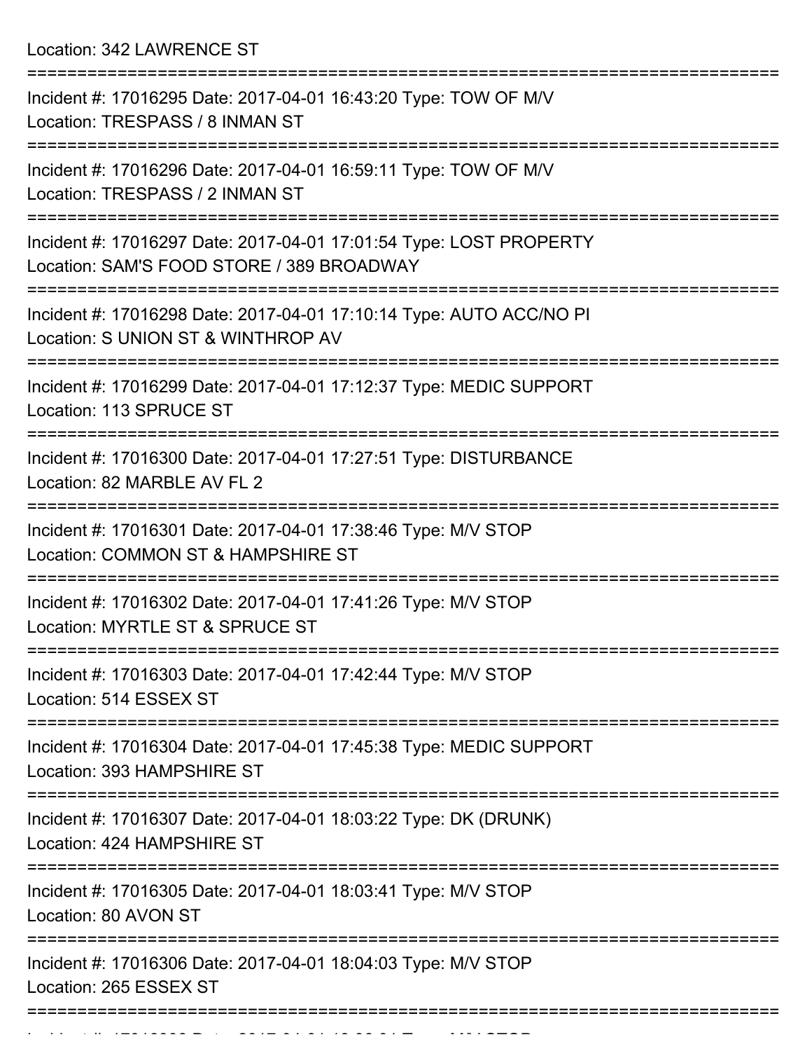Location: 342 LAWRENCE ST

===========================================================================

Incident #: 17016295 Date: 2017-04-01 16:43:20 Type: TOW OF M/V
Location: TRESPASS / 8 INMAN ST

===========================================================================

Incident #: 17016296 Date: 2017-04-01 16:59:11 Type: TOW OF M/V
Location: TRESPASS / 2 INMAN ST

===========================================================================

Incident #: 17016297 Date: 2017-04-01 17:01:54 Type: LOST PROPERTY
Location: SAM'S FOOD STORE / 389 BROADWAY

===========================================================================

Incident #: 17016298 Date: 2017-04-01 17:10:14 Type: AUTO ACC/NO PI
Location: S UNION ST & WINTHROP AV

===========================================================================

Incident #: 17016299 Date: 2017-04-01 17:12:37 Type: MEDIC SUPPORT
Location: 113 SPRUCE ST

===========================================================================

Incident #: 17016300 Date: 2017-04-01 17:27:51 Type: DISTURBANCE
Location: 82 MARBLE AV FL 2

===========================================================================

Incident #: 17016301 Date: 2017-04-01 17:38:46 Type: M/V STOP
Location: COMMON ST & HAMPSHIRE ST

===========================================================================

Incident #: 17016302 Date: 2017-04-01 17:41:26 Type: M/V STOP
Location: MYRTLE ST & SPRUCE ST

===========================================================================

Incident #: 17016303 Date: 2017-04-01 17:42:44 Type: M/V STOP
Location: 514 ESSEX ST

===========================================================================

Incident #: 17016304 Date: 2017-04-01 17:45:38 Type: MEDIC SUPPORT
Location: 393 HAMPSHIRE ST

===========================================================================

Incident #: 17016307 Date: 2017-04-01 18:03:22 Type: DK (DRUNK)
Location: 424 HAMPSHIRE ST

===========================================================================

Incident #: 17016305 Date: 2017-04-01 18:03:41 Type: M/V STOP
Location: 80 AVON ST

===========================================================================

Incident #: 17016306 Date: 2017-04-01 18:04:03 Type: M/V STOP
Location: 265 ESSEX ST

===========================================================================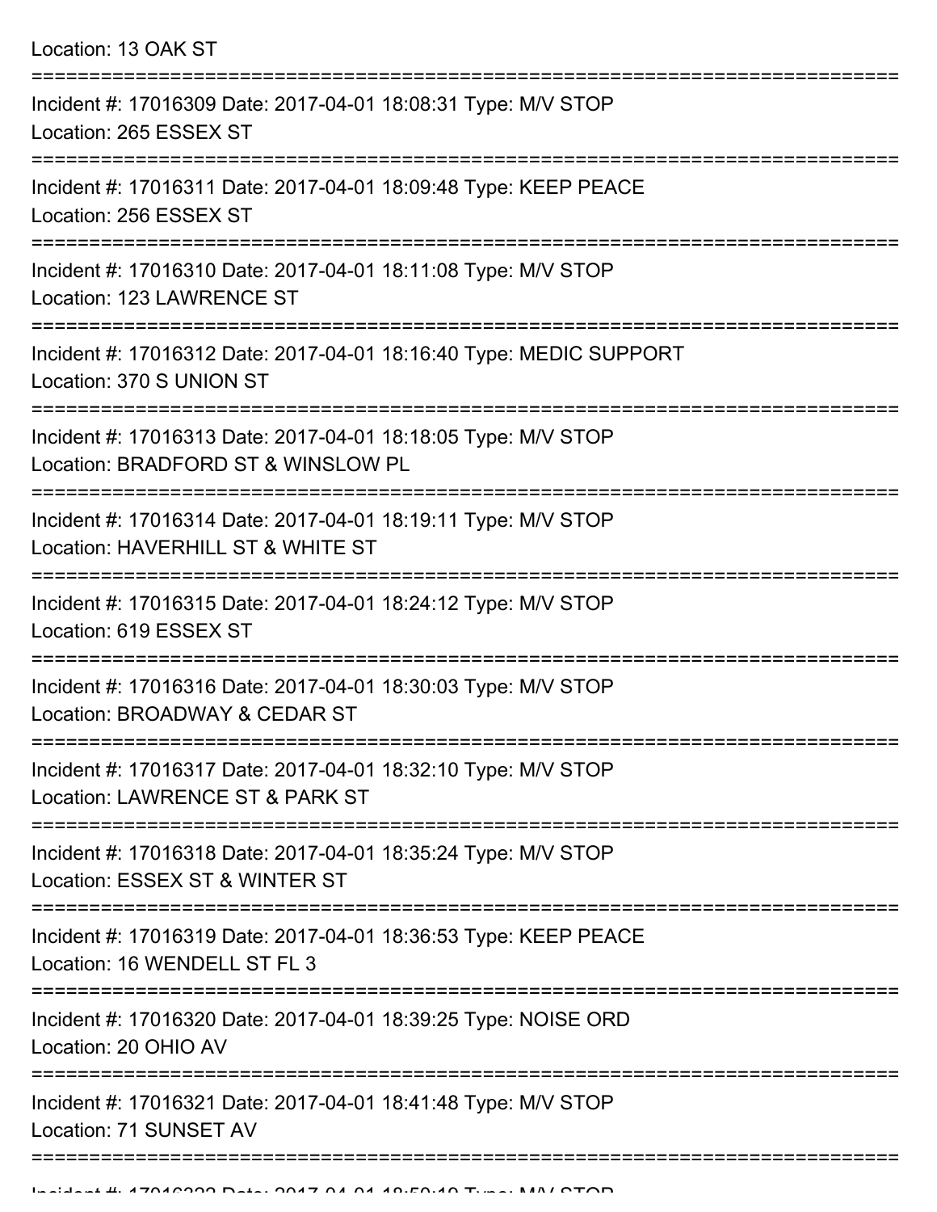Location: 13 OAK ST

===========================================================================

Incident #: 17016309 Date: 2017-04-01 18:08:31 Type: M/V STOP
Location: 265 ESSEX ST

===========================================================================

Incident #: 17016311 Date: 2017-04-01 18:09:48 Type: KEEP PEACE
Location: 256 ESSEX ST

===========================================================================

Incident #: 17016310 Date: 2017-04-01 18:11:08 Type: M/V STOP
Location: 123 LAWRENCE ST

===========================================================================

Incident #: 17016312 Date: 2017-04-01 18:16:40 Type: MEDIC SUPPORT
Location: 370 S UNION ST

===========================================================================

Incident #: 17016313 Date: 2017-04-01 18:18:05 Type: M/V STOP
Location: BRADFORD ST & WINSLOW PL

===========================================================================

Incident #: 17016314 Date: 2017-04-01 18:19:11 Type: M/V STOP
Location: HAVERHILL ST & WHITE ST

===========================================================================

Incident #: 17016315 Date: 2017-04-01 18:24:12 Type: M/V STOP
Location: 619 ESSEX ST

===========================================================================

Incident #: 17016316 Date: 2017-04-01 18:30:03 Type: M/V STOP
Location: BROADWAY & CEDAR ST

===========================================================================

Incident #: 17016317 Date: 2017-04-01 18:32:10 Type: M/V STOP
Location: LAWRENCE ST & PARK ST

===========================================================================

Incident #: 17016318 Date: 2017-04-01 18:35:24 Type: M/V STOP
Location: ESSEX ST & WINTER ST

===========================================================================

Incident #: 17016319 Date: 2017-04-01 18:36:53 Type: KEEP PEACE
Location: 16 WENDELL ST FL 3

===========================================================================

Incident #: 17016320 Date: 2017-04-01 18:39:25 Type: NOISE ORD
Location: 20 OHIO AV

===========================================================================

Incident #: 17016321 Date: 2017-04-01 18:41:48 Type: M/V STOP
Location: 71 SUNSET AV

===========================================================================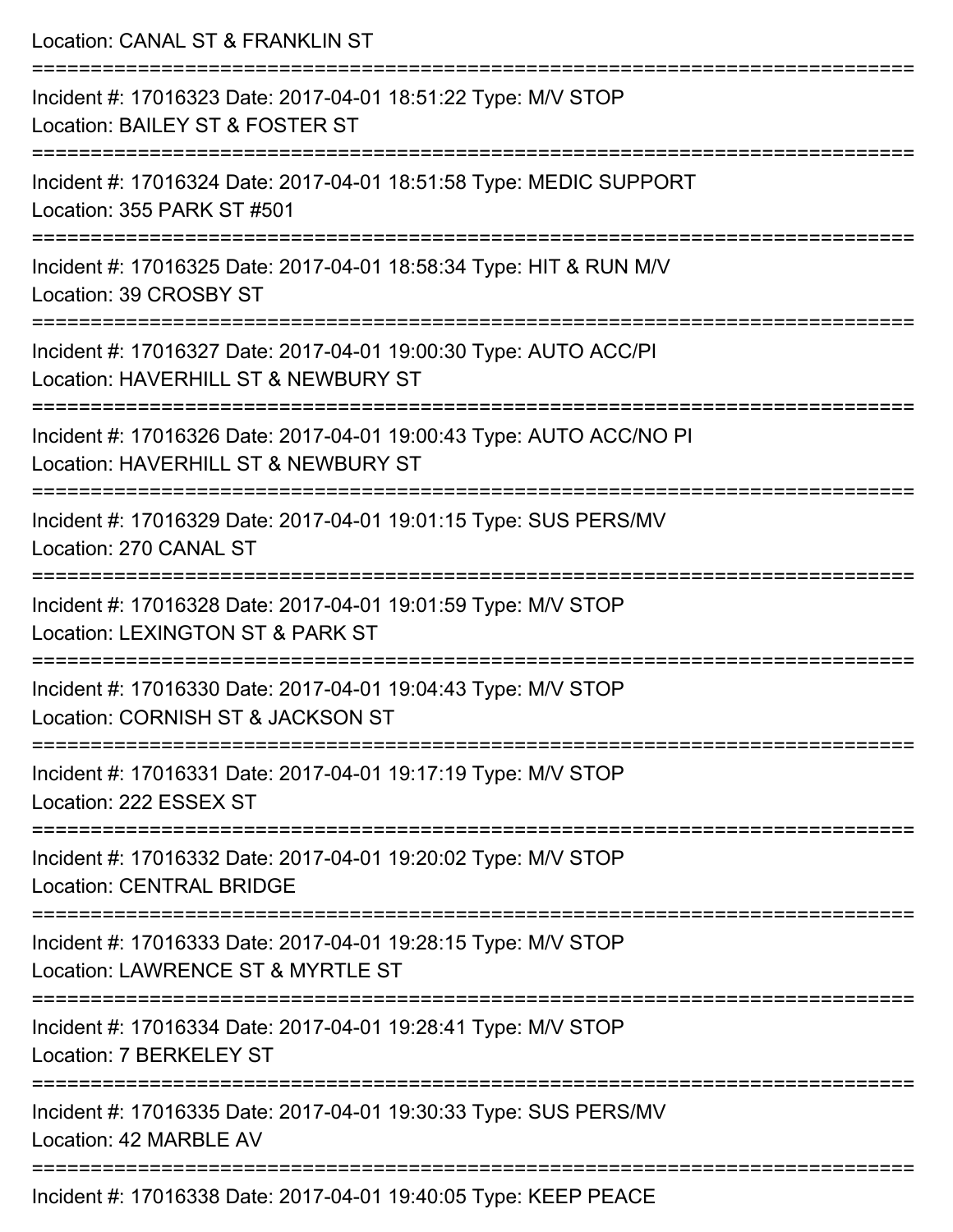Location: CANAL ST & FRANKLIN ST

===========================================================================

Incident #: 17016323 Date: 2017-04-01 18:51:22 Type: M/V STOP
Location: BAILEY ST & FOSTER ST

===========================================================================

Incident #: 17016324 Date: 2017-04-01 18:51:58 Type: MEDIC SUPPORT
Location: 355 PARK ST #501

===========================================================================

Incident #: 17016325 Date: 2017-04-01 18:58:34 Type: HIT & RUN M/V
Location: 39 CROSBY ST

===========================================================================

Incident #: 17016327 Date: 2017-04-01 19:00:30 Type: AUTO ACC/PI
Location: HAVERHILL ST & NEWBURY ST

===========================================================================

Incident #: 17016326 Date: 2017-04-01 19:00:43 Type: AUTO ACC/NO PI
Location: HAVERHILL ST & NEWBURY ST

===========================================================================

Incident #: 17016329 Date: 2017-04-01 19:01:15 Type: SUS PERS/MV
Location: 270 CANAL ST

===========================================================================

Incident #: 17016328 Date: 2017-04-01 19:01:59 Type: M/V STOP
Location: LEXINGTON ST & PARK ST

===========================================================================

Incident #: 17016330 Date: 2017-04-01 19:04:43 Type: M/V STOP
Location: CORNISH ST & JACKSON ST

===========================================================================

Incident #: 17016331 Date: 2017-04-01 19:17:19 Type: M/V STOP
Location: 222 ESSEX ST

===========================================================================

Incident #: 17016332 Date: 2017-04-01 19:20:02 Type: M/V STOP
Location: CENTRAL BRIDGE

===========================================================================

Incident #: 17016333 Date: 2017-04-01 19:28:15 Type: M/V STOP
Location: LAWRENCE ST & MYRTLE ST

===========================================================================

Incident #: 17016334 Date: 2017-04-01 19:28:41 Type: M/V STOP
Location: 7 BERKELEY ST

===========================================================================

Incident #: 17016335 Date: 2017-04-01 19:30:33 Type: SUS PERS/MV
Location: 42 MARBLE AV

===========================================================================

Incident #: 17016338 Date: 2017-04-01 19:40:05 Type: KEEP PEACE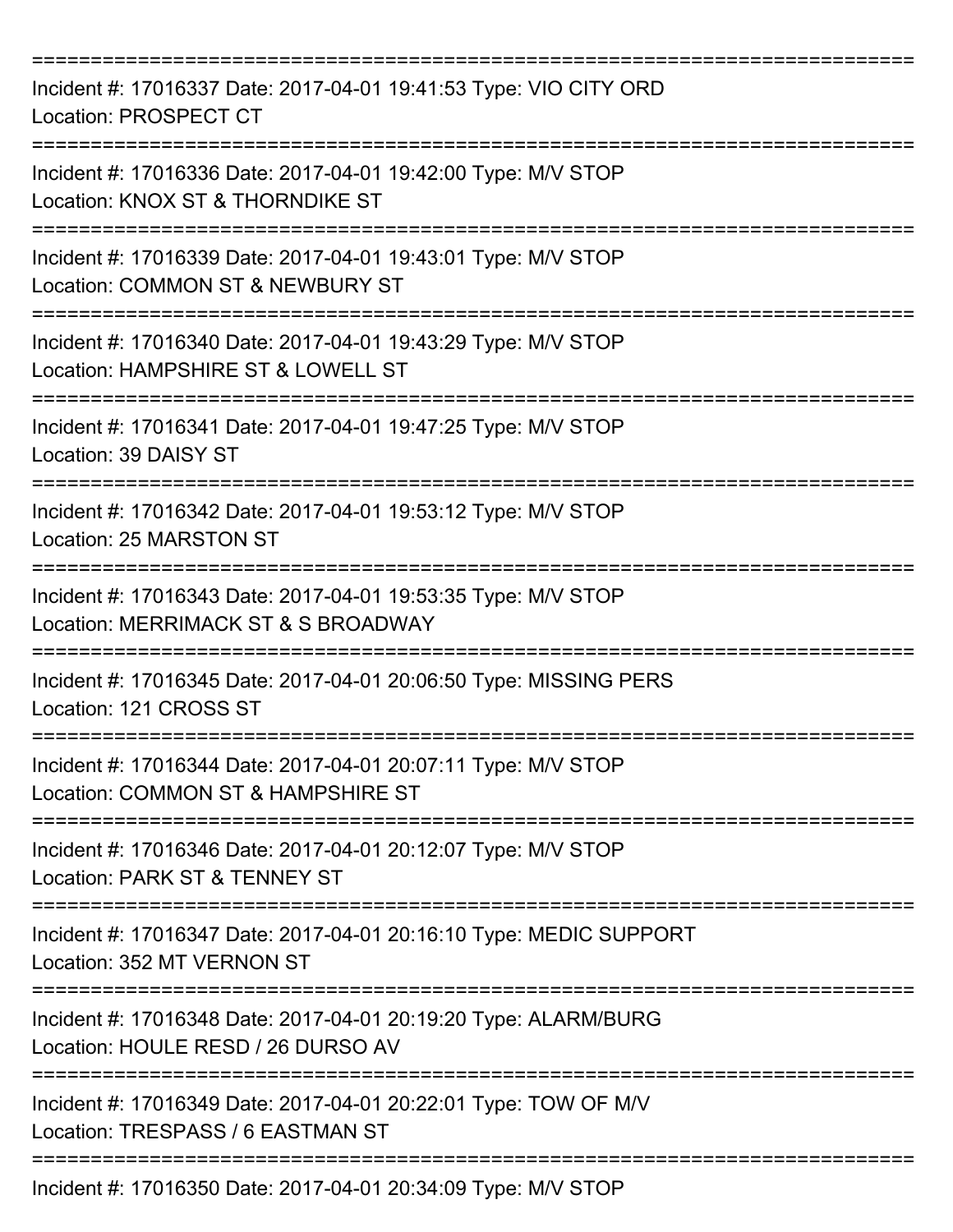Incident #: 17016337 Date: 2017-04-01 19:41:53 Type: VIO CITY ORD
Location: PROSPECT CT

Incident #: 17016336 Date: 2017-04-01 19:42:00 Type: M/V STOP
Location: KNOX ST & THORNDIKE ST

Incident #: 17016339 Date: 2017-04-01 19:43:01 Type: M/V STOP
Location: COMMON ST & NEWBURY ST

Incident #: 17016340 Date: 2017-04-01 19:43:29 Type: M/V STOP
Location: HAMPSHIRE ST & LOWELL ST

Incident #: 17016341 Date: 2017-04-01 19:47:25 Type: M/V STOP
Location: 39 DAISY ST

Incident #: 17016342 Date: 2017-04-01 19:53:12 Type: M/V STOP
Location: 25 MARSTON ST

Incident #: 17016343 Date: 2017-04-01 19:53:35 Type: M/V STOP
Location: MERRIMACK ST & S BROADWAY

Incident #: 17016345 Date: 2017-04-01 20:06:50 Type: MISSING PERS
Location: 121 CROSS ST

Incident #: 17016344 Date: 2017-04-01 20:07:11 Type: M/V STOP
Location: COMMON ST & HAMPSHIRE ST

Incident #: 17016346 Date: 2017-04-01 20:12:07 Type: M/V STOP
Location: PARK ST & TENNEY ST

Incident #: 17016347 Date: 2017-04-01 20:16:10 Type: MEDIC SUPPORT
Location: 352 MT VERNON ST

Incident #: 17016348 Date: 2017-04-01 20:19:20 Type: ALARM/BURG
Location: HOULE RESD / 26 DURSO AV

Incident #: 17016349 Date: 2017-04-01 20:22:01 Type: TOW OF M/V
Location: TRESPASS / 6 EASTMAN ST

Incident #: 17016350 Date: 2017-04-01 20:34:09 Type: M/V STOP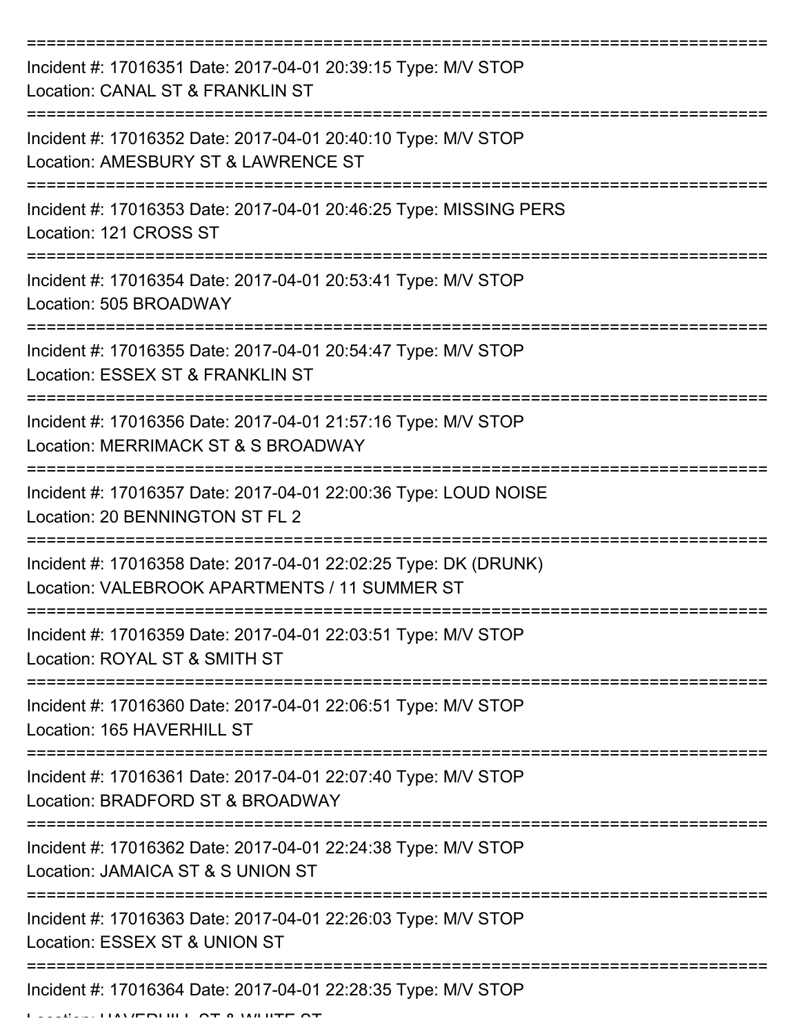===========================================================================

Incident #: 17016351 Date: 2017-04-01 20:39:15 Type: M/V STOP
Location: CANAL ST & FRANKLIN ST

===========================================================================

Incident #: 17016352 Date: 2017-04-01 20:40:10 Type: M/V STOP
Location: AMESBURY ST & LAWRENCE ST

===========================================================================

Incident #: 17016353 Date: 2017-04-01 20:46:25 Type: MISSING PERS
Location: 121 CROSS ST

===========================================================================

Incident #: 17016354 Date: 2017-04-01 20:53:41 Type: M/V STOP
Location: 505 BROADWAY

===========================================================================

Incident #: 17016355 Date: 2017-04-01 20:54:47 Type: M/V STOP
Location: ESSEX ST & FRANKLIN ST

===========================================================================

Incident #: 17016356 Date: 2017-04-01 21:57:16 Type: M/V STOP
Location: MERRIMACK ST & S BROADWAY

===========================================================================

Incident #: 17016357 Date: 2017-04-01 22:00:36 Type: LOUD NOISE
Location: 20 BENNINGTON ST FL 2

===========================================================================

Incident #: 17016358 Date: 2017-04-01 22:02:25 Type: DK (DRUNK)
Location: VALEBROOK APARTMENTS / 11 SUMMER ST

===========================================================================

Incident #: 17016359 Date: 2017-04-01 22:03:51 Type: M/V STOP
Location: ROYAL ST & SMITH ST

===========================================================================

Incident #: 17016360 Date: 2017-04-01 22:06:51 Type: M/V STOP
Location: 165 HAVERHILL ST

===========================================================================

Incident #: 17016361 Date: 2017-04-01 22:07:40 Type: M/V STOP
Location: BRADFORD ST & BROADWAY

===========================================================================

Incident #: 17016362 Date: 2017-04-01 22:24:38 Type: M/V STOP
Location: JAMAICA ST & S UNION ST

===========================================================================

Incident #: 17016363 Date: 2017-04-01 22:26:03 Type: M/V STOP
Location: ESSEX ST & UNION ST

===========================================================================

Incident #: 17016364 Date: 2017-04-01 22:28:35 Type: M/V STOP
Location: HAVERHILL ST & WHITE ST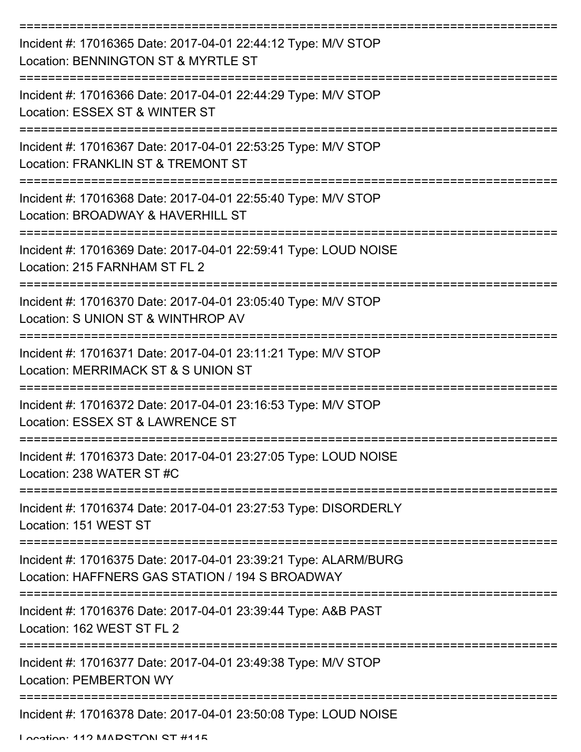===========================================================================

Incident #: 17016365 Date: 2017-04-01 22:44:12 Type: M/V STOP
Location: BENNINGTON ST & MYRTLE ST

===========================================================================

Incident #: 17016366 Date: 2017-04-01 22:44:29 Type: M/V STOP
Location: ESSEX ST & WINTER ST

===========================================================================

Incident #: 17016367 Date: 2017-04-01 22:53:25 Type: M/V STOP
Location: FRANKLIN ST & TREMONT ST

===========================================================================

Incident #: 17016368 Date: 2017-04-01 22:55:40 Type: M/V STOP
Location: BROADWAY & HAVERHILL ST

===========================================================================

Incident #: 17016369 Date: 2017-04-01 22:59:41 Type: LOUD NOISE
Location: 215 FARNHAM ST FL 2

===========================================================================

Incident #: 17016370 Date: 2017-04-01 23:05:40 Type: M/V STOP
Location: S UNION ST & WINTHROP AV

===========================================================================

Incident #: 17016371 Date: 2017-04-01 23:11:21 Type: M/V STOP
Location: MERRIMACK ST & S UNION ST

===========================================================================

Incident #: 17016372 Date: 2017-04-01 23:16:53 Type: M/V STOP
Location: ESSEX ST & LAWRENCE ST

===========================================================================

Incident #: 17016373 Date: 2017-04-01 23:27:05 Type: LOUD NOISE
Location: 238 WATER ST #C

===========================================================================

Incident #: 17016374 Date: 2017-04-01 23:27:53 Type: DISORDERLY
Location: 151 WEST ST

===========================================================================

Incident #: 17016375 Date: 2017-04-01 23:39:21 Type: ALARM/BURG
Location: HAFFNERS GAS STATION / 194 S BROADWAY

===========================================================================

Incident #: 17016376 Date: 2017-04-01 23:39:44 Type: A&B PAST
Location: 162 WEST ST FL 2

===========================================================================

Incident #: 17016377 Date: 2017-04-01 23:49:38 Type: M/V STOP
Location: PEMBERTON WY

===========================================================================

Incident #: 17016378 Date: 2017-04-01 23:50:08 Type: LOUD NOISE
Location: 112 MARSTON ST #115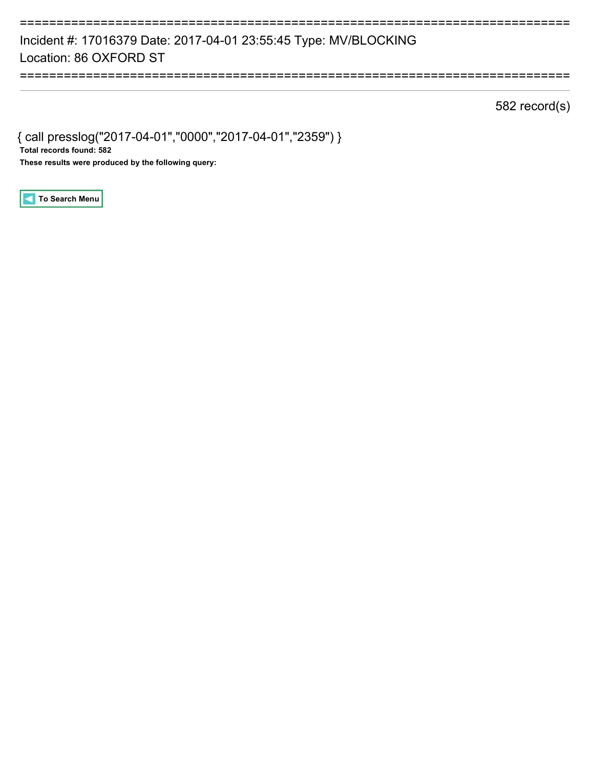===========================================================================
Incident #: 17016379 Date: 2017-04-01 23:55:45 Type: MV/BLOCKING
Location: 86 OXFORD ST
===========================================================================

---

582 record(s)

{ call presslog("2017-04-01","0000","2017-04-01","2359") }

**Total records found: 582**

**These results were produced by the following query:**

**To Search Menu**